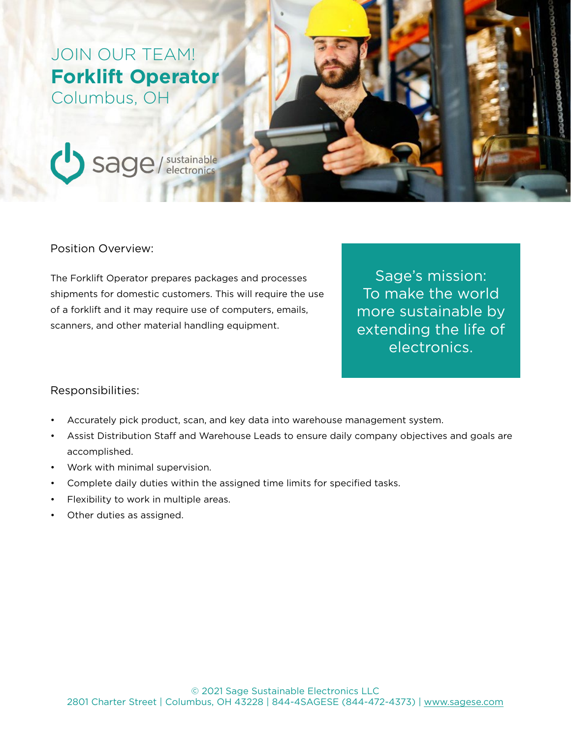JOIN OUR TEAM!

# Forklift Operator

Columbus, OH

sage / sustainable electronics

## Position Overview:

The Forklift Operator prepares packages and processes shipments for domestic customers. This will require the use of a forklift and it may require use of computers, emails, scanners, and other material handling equipment.

> Sage's mission:
> To make the world more sustainable by extending the life of electronics.

## Responsibilities:

- Accurately pick product, scan, and key data into warehouse management system.
- Assist Distribution Staff and Warehouse Leads to ensure daily company objectives and goals are accomplished.
- Work with minimal supervision.
- Complete daily duties within the assigned time limits for specified tasks.
- Flexibility to work in multiple areas.
- Other duties as assigned.

© 2021 Sage Sustainable Electronics LLC
2801 Charter Street | Columbus, OH 43228 | 844-4SAGESE (844-472-4373) | www.sagese.com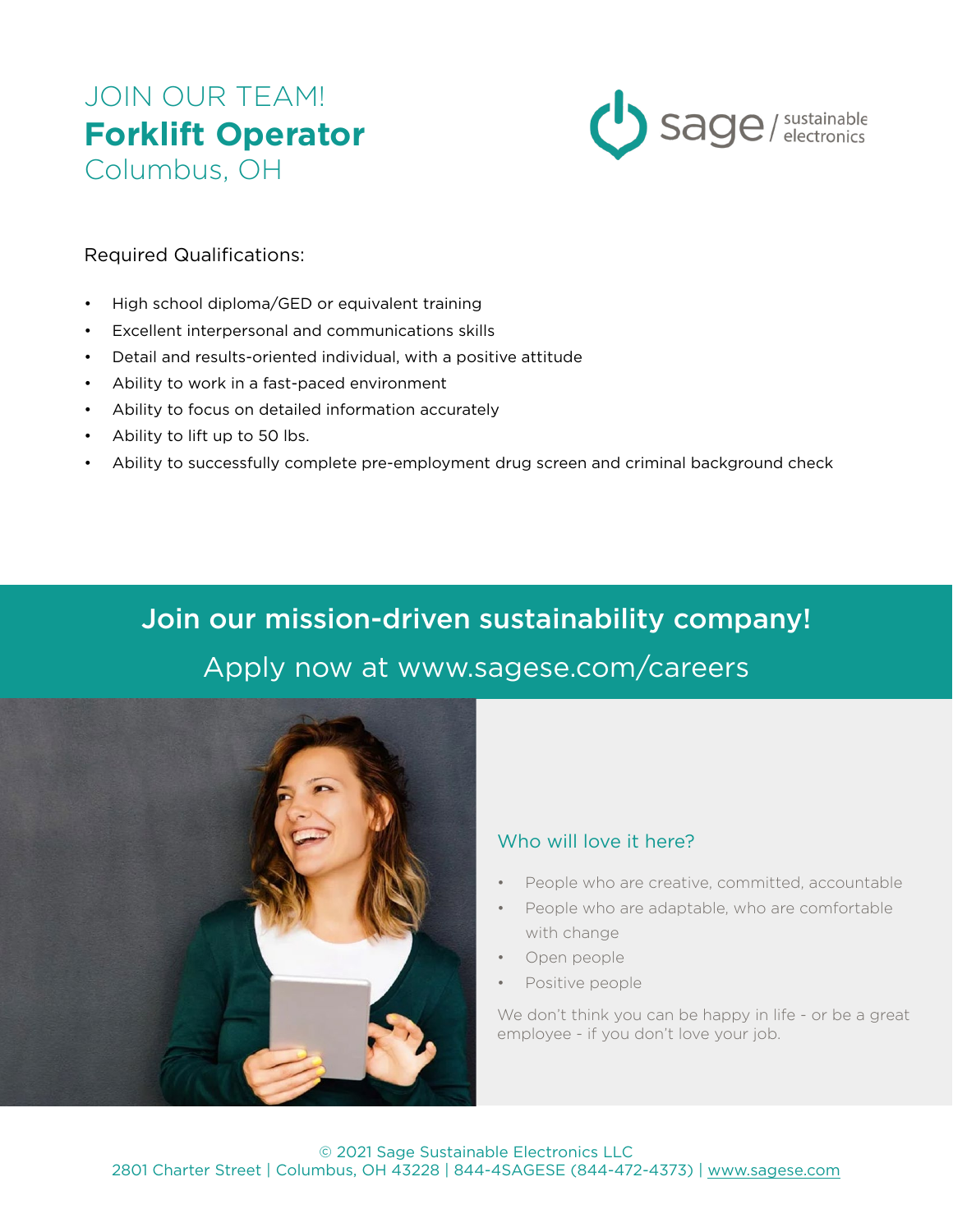JOIN OUR TEAM!

# Forklift Operator

Columbus, OH

sage / sustainable electronics

Required Qualifications:

- High school diploma/GED or equivalent training
- Excellent interpersonal and communications skills
- Detail and results-oriented individual, with a positive attitude
- Ability to work in a fast-paced environment
- Ability to focus on detailed information accurately
- Ability to lift up to 50 lbs.
- Ability to successfully complete pre-employment drug screen and criminal background check

## Join our mission-driven sustainability company!

Apply now at www.sagese.com/careers

### Who will love it here?

- People who are creative, committed, accountable
- People who are adaptable, who are comfortable with change
- Open people
- Positive people

We don't think you can be happy in life - or be a great employee - if you don't love your job.

© 2021 Sage Sustainable Electronics LLC
2801 Charter Street | Columbus, OH 43228 | 844-4SAGESE (844-472-4373) | www.sagese.com